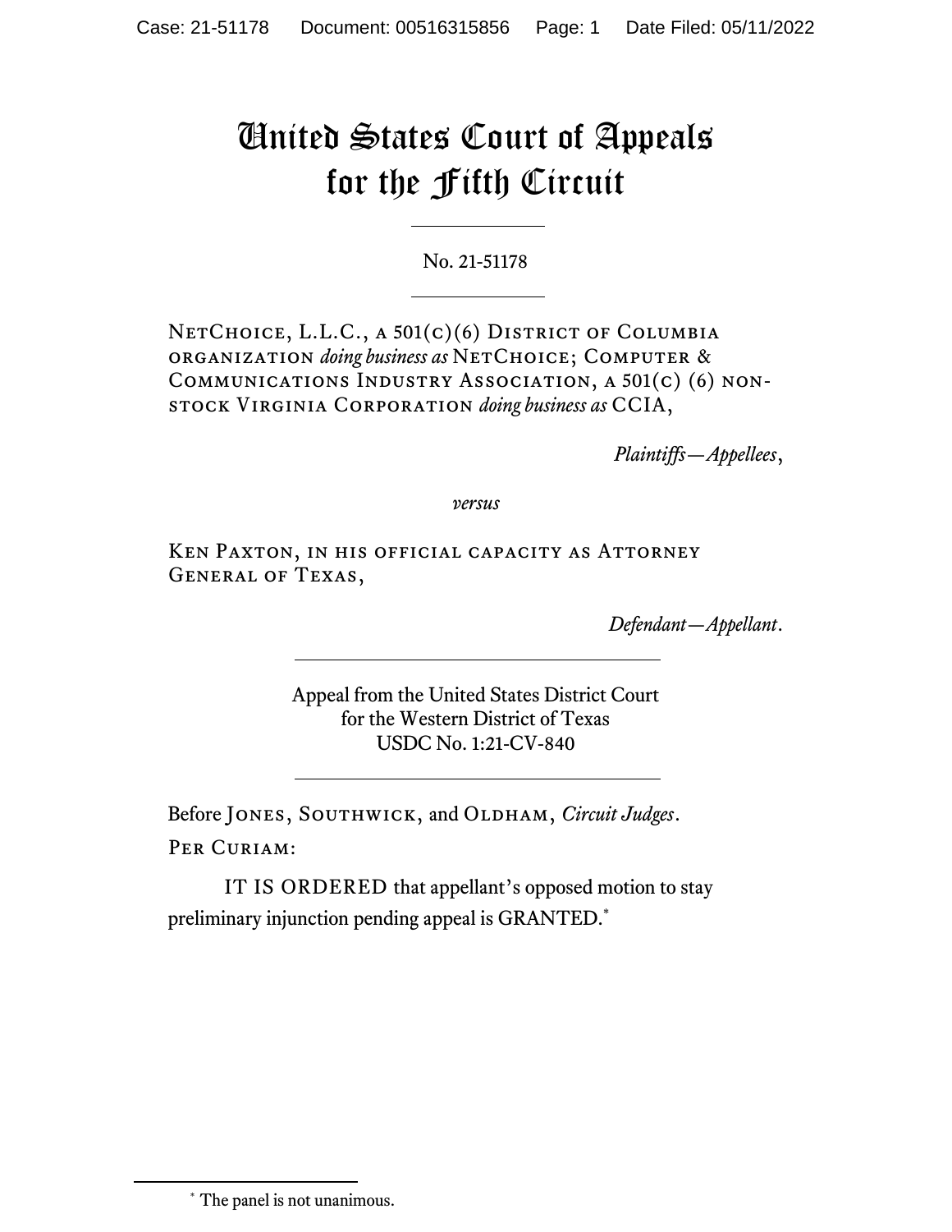# United States Court of Appeals for the Fifth Circuit

No. 21-51178

NetChoice, L.L.C., a 501(c)(6) District of Columbia organization *doing business as* NetChoice; Computer & Communications Industry Association, a 501(c) (6) non-stock Virginia Corporation *doing business as* CCIA,

*Plaintiffs—Appellees*,

*versus*

Ken Paxton, in his official capacity as Attorney General of Texas,

*Defendant—Appellant*.

Appeal from the United States District Court
for the Western District of Texas
USDC No. 1:21-CV-840

Before Jones, Southwick, and Oldham, *Circuit Judges*.

Per Curiam:

IT IS ORDERED that appellant's opposed motion to stay preliminary injunction pending appeal is GRANTED.*

* The panel is not unanimous.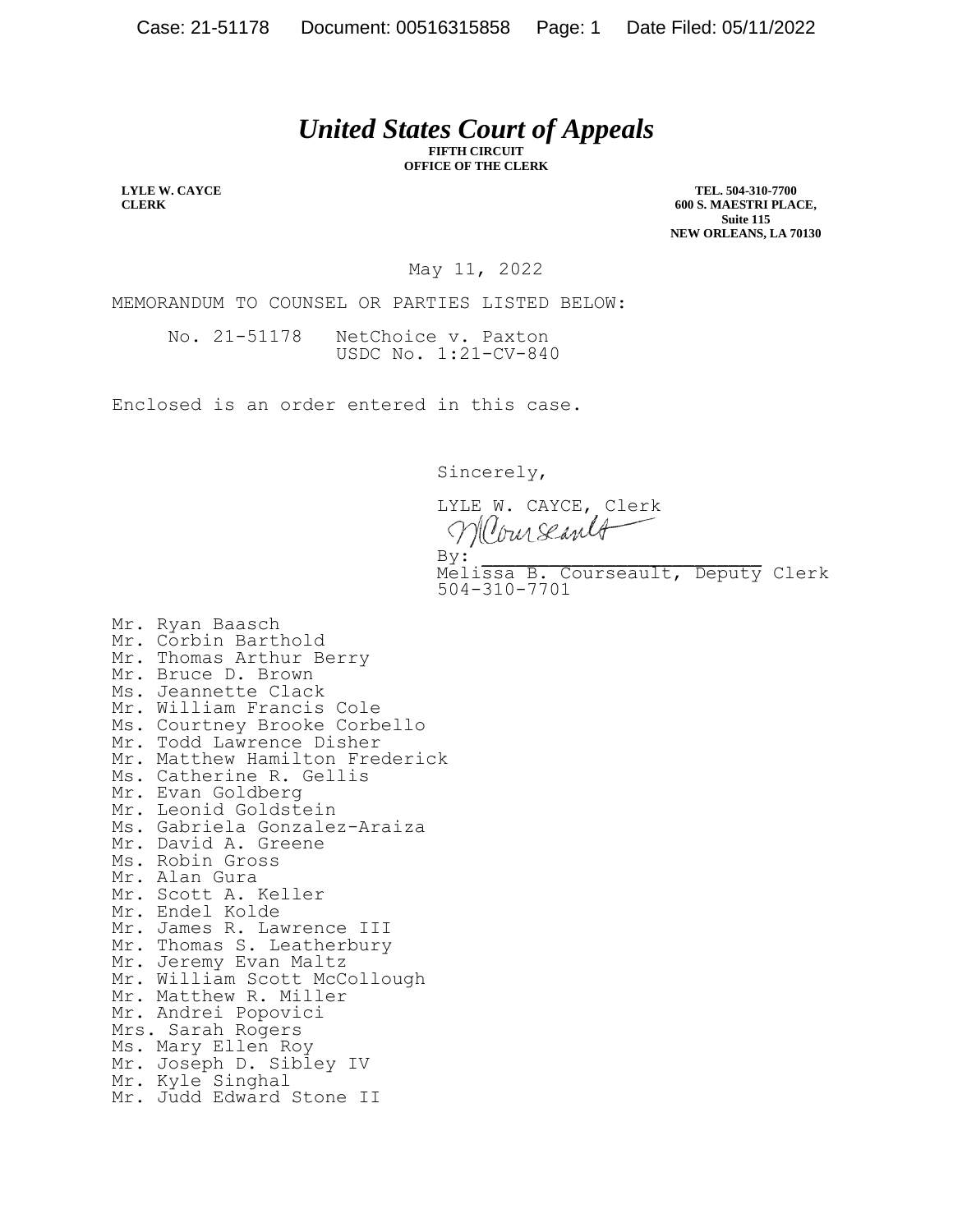# *United States Court of Appeals*

**FIFTH CIRCUIT**
**OFFICE OF THE CLERK**

**LYLE W. CAYCE**
**CLERK**

**TEL. 504-310-7700**
**600 S. MAESTRI PLACE,**
**Suite 115**
**NEW ORLEANS, LA 70130**

May 11, 2022

MEMORANDUM TO COUNSEL OR PARTIES LISTED BELOW:

No. 21-51178 NetChoice v. Paxton
USDC No. 1:21-CV-840

Enclosed is an order entered in this case.

Sincerely,

LYLE W. CAYCE, Clerk

By: ______________________
Melissa B. Courseault, Deputy Clerk
504-310-7701

Mr. Ryan Baasch
Mr. Corbin Barthold
Mr. Thomas Arthur Berry
Mr. Bruce D. Brown
Ms. Jeannette Clack
Mr. William Francis Cole
Ms. Courtney Brooke Corbello
Mr. Todd Lawrence Disher
Mr. Matthew Hamilton Frederick
Ms. Catherine R. Gellis
Mr. Evan Goldberg
Mr. Leonid Goldstein
Ms. Gabriela Gonzalez-Araiza
Mr. David A. Greene
Ms. Robin Gross
Mr. Alan Gura
Mr. Scott A. Keller
Mr. Endel Kolde
Mr. James R. Lawrence III
Mr. Thomas S. Leatherbury
Mr. Jeremy Evan Maltz
Mr. William Scott McCollough
Mr. Matthew R. Miller
Mr. Andrei Popovici
Mrs. Sarah Rogers
Ms. Mary Ellen Roy
Mr. Joseph D. Sibley IV
Mr. Kyle Singhal
Mr. Judd Edward Stone II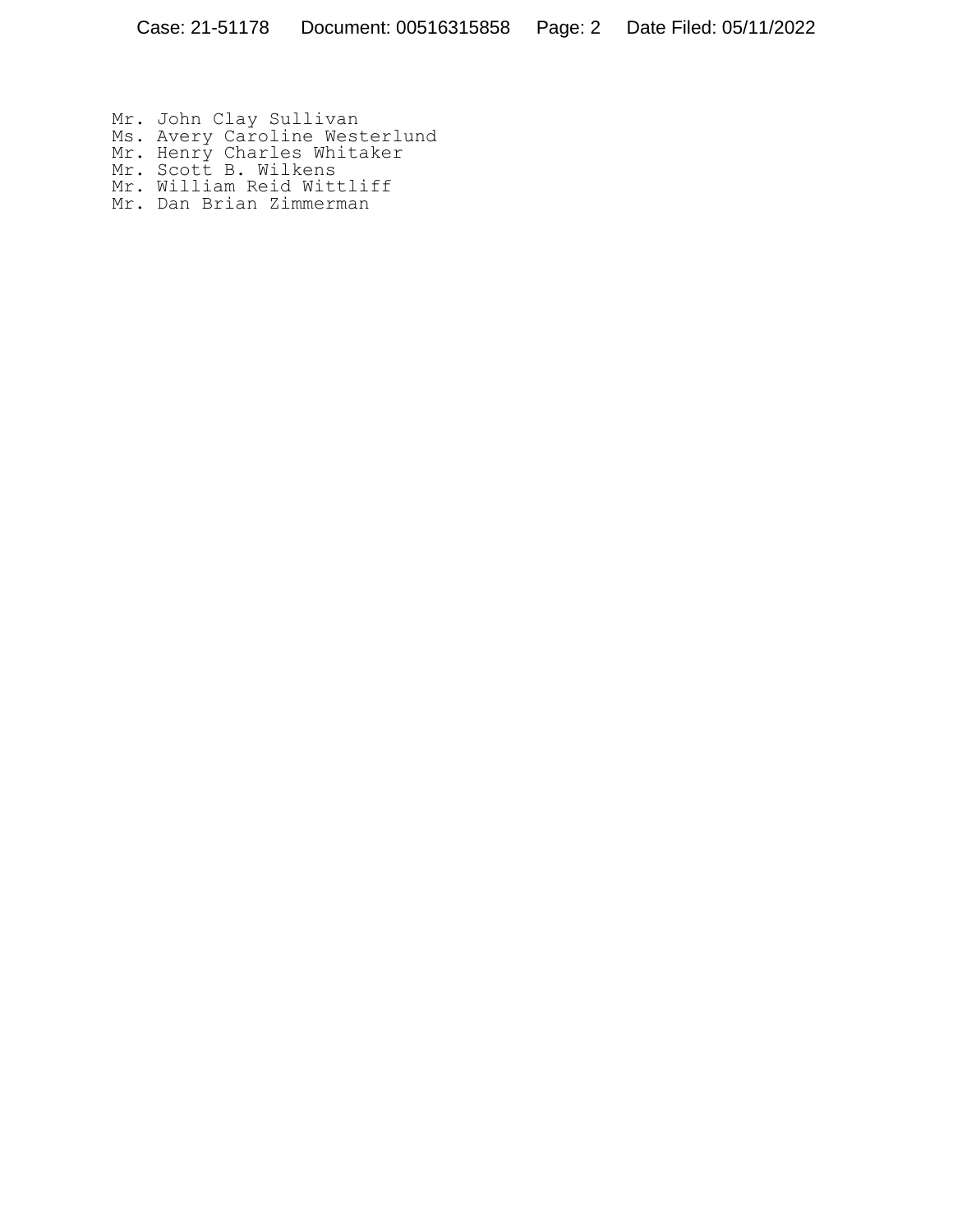Mr. John Clay Sullivan
Ms. Avery Caroline Westerlund
Mr. Henry Charles Whitaker
Mr. Scott B. Wilkens
Mr. William Reid Wittliff
Mr. Dan Brian Zimmerman